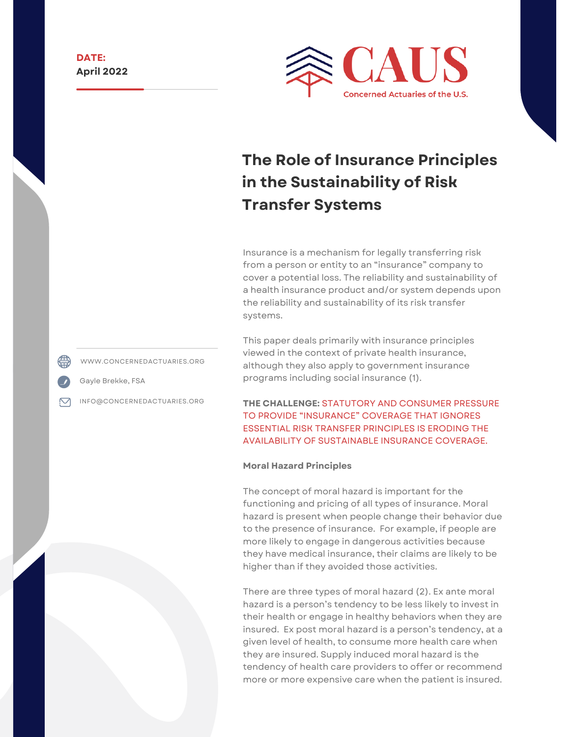**DATE:**
April 2022

CAUS
Concerned Actuaries of the U.S.

WWW.CONCERNEDACTUARIES.ORG

Gayle Brekke, FSA

INFO@CONCERNEDACTUARIES.ORG

# The Role of Insurance Principles in the Sustainability of Risk Transfer Systems

Insurance is a mechanism for legally transferring risk from a person or entity to an "insurance" company to cover a potential loss. The reliability and sustainability of a health insurance product and/or system depends upon the reliability and sustainability of its risk transfer systems.

This paper deals primarily with insurance principles viewed in the context of private health insurance, although they also apply to government insurance programs including social insurance (1).

**THE CHALLENGE:** STATUTORY AND CONSUMER PRESSURE TO PROVIDE "INSURANCE" COVERAGE THAT IGNORES ESSENTIAL RISK TRANSFER PRINCIPLES IS ERODING THE AVAILABILITY OF SUSTAINABLE INSURANCE COVERAGE.

### Moral Hazard Principles

The concept of moral hazard is important for the functioning and pricing of all types of insurance. Moral hazard is present when people change their behavior due to the presence of insurance. For example, if people are more likely to engage in dangerous activities because they have medical insurance, their claims are likely to be higher than if they avoided those activities.

There are three types of moral hazard (2). Ex ante moral hazard is a person's tendency to be less likely to invest in their health or engage in healthy behaviors when they are insured. Ex post moral hazard is a person's tendency, at a given level of health, to consume more health care when they are insured. Supply induced moral hazard is the tendency of health care providers to offer or recommend more or more expensive care when the patient is insured.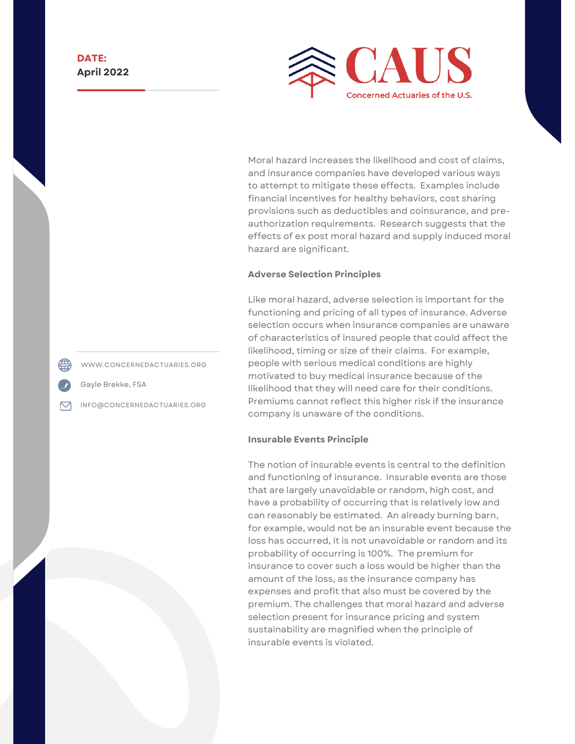Moral hazard increases the likelihood and cost of claims, and insurance companies have developed various ways to attempt to mitigate these effects. Examples include financial incentives for healthy behaviors, cost sharing provisions such as deductibles and coinsurance, and pre-authorization requirements. Research suggests that the effects of ex post moral hazard and supply induced moral hazard are significant.

**Adverse Selection Principles**

Like moral hazard, adverse selection is important for the functioning and pricing of all types of insurance. Adverse selection occurs when insurance companies are unaware of characteristics of insured people that could affect the likelihood, timing or size of their claims. For example, people with serious medical conditions are highly motivated to buy medical insurance because of the likelihood that they will need care for their conditions. Premiums cannot reflect this higher risk if the insurance company is unaware of the conditions.

**Insurable Events Principle**

The notion of insurable events is central to the definition and functioning of insurance. Insurable events are those that are largely unavoidable or random, high cost, and have a probability of occurring that is relatively low and can reasonably be estimated. An already burning barn, for example, would not be an insurable event because the loss has occurred, it is not unavoidable or random and its probability of occurring is 100%. The premium for insurance to cover such a loss would be higher than the amount of the loss, as the insurance company has expenses and profit that also must be covered by the premium. The challenges that moral hazard and adverse selection present for insurance pricing and system sustainability are magnified when the principle of insurable events is violated.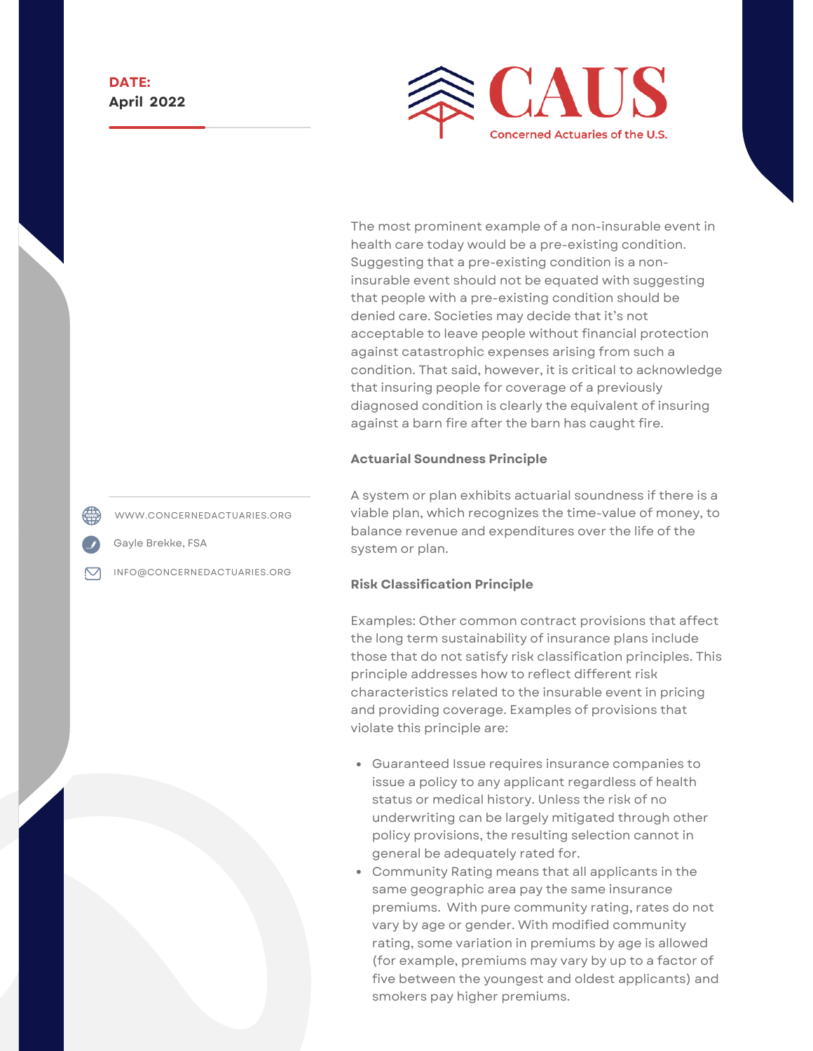The most prominent example of a non-insurable event in health care today would be a pre-existing condition. Suggesting that a pre-existing condition is a non-insurable event should not be equated with suggesting that people with a pre-existing condition should be denied care. Societies may decide that it's not acceptable to leave people without financial protection against catastrophic expenses arising from such a condition. That said, however, it is critical to acknowledge that insuring people for coverage of a previously diagnosed condition is clearly the equivalent of insuring against a barn fire after the barn has caught fire.

**Actuarial Soundness Principle**

A system or plan exhibits actuarial soundness if there is a viable plan, which recognizes the time-value of money, to balance revenue and expenditures over the life of the system or plan.

**Risk Classification Principle**

Examples: Other common contract provisions that affect the long term sustainability of insurance plans include those that do not satisfy risk classification principles. This principle addresses how to reflect different risk characteristics related to the insurable event in pricing and providing coverage. Examples of provisions that violate this principle are:

- Guaranteed Issue requires insurance companies to issue a policy to any applicant regardless of health status or medical history. Unless the risk of no underwriting can be largely mitigated through other policy provisions, the resulting selection cannot in general be adequately rated for.
- Community Rating means that all applicants in the same geographic area pay the same insurance premiums. With pure community rating, rates do not vary by age or gender. With modified community rating, some variation in premiums by age is allowed (for example, premiums may vary by up to a factor of five between the youngest and oldest applicants) and smokers pay higher premiums.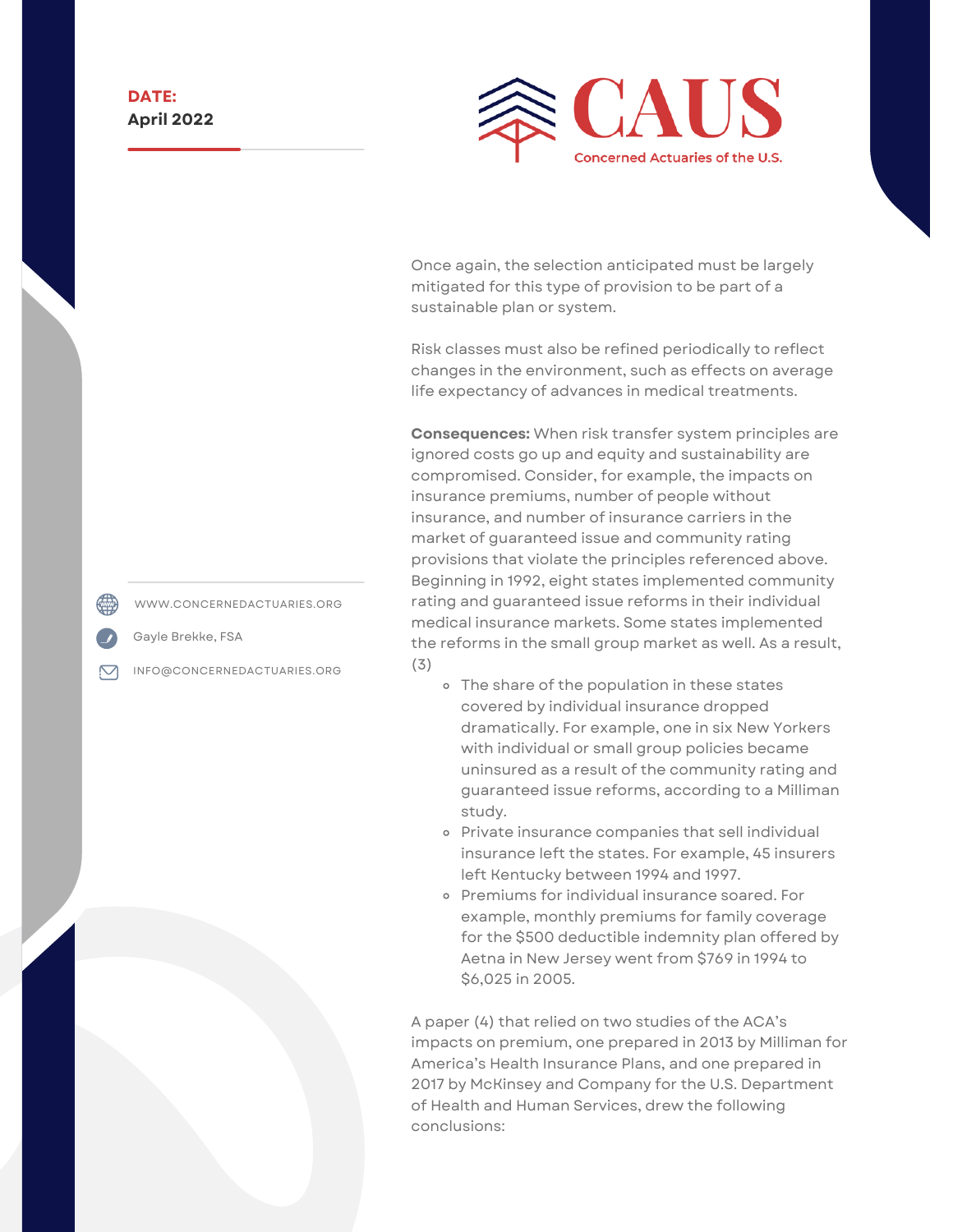Once again, the selection anticipated must be largely mitigated for this type of provision to be part of a sustainable plan or system.

Risk classes must also be refined periodically to reflect changes in the environment, such as effects on average life expectancy of advances in medical treatments.

**Consequences:** When risk transfer system principles are ignored costs go up and equity and sustainability are compromised. Consider, for example, the impacts on insurance premiums, number of people without insurance, and number of insurance carriers in the market of guaranteed issue and community rating provisions that violate the principles referenced above. Beginning in 1992, eight states implemented community rating and guaranteed issue reforms in their individual medical insurance markets. Some states implemented the reforms in the small group market as well. As a result, (3)

- The share of the population in these states covered by individual insurance dropped dramatically. For example, one in six New Yorkers with individual or small group policies became uninsured as a result of the community rating and guaranteed issue reforms, according to a Milliman study.
- Private insurance companies that sell individual insurance left the states. For example, 45 insurers left Kentucky between 1994 and 1997.
- Premiums for individual insurance soared. For example, monthly premiums for family coverage for the $500 deductible indemnity plan offered by Aetna in New Jersey went from $769 in 1994 to $6,025 in 2005.

A paper (4) that relied on two studies of the ACA's impacts on premium, one prepared in 2013 by Milliman for America's Health Insurance Plans, and one prepared in 2017 by McKinsey and Company for the U.S. Department of Health and Human Services, drew the following conclusions: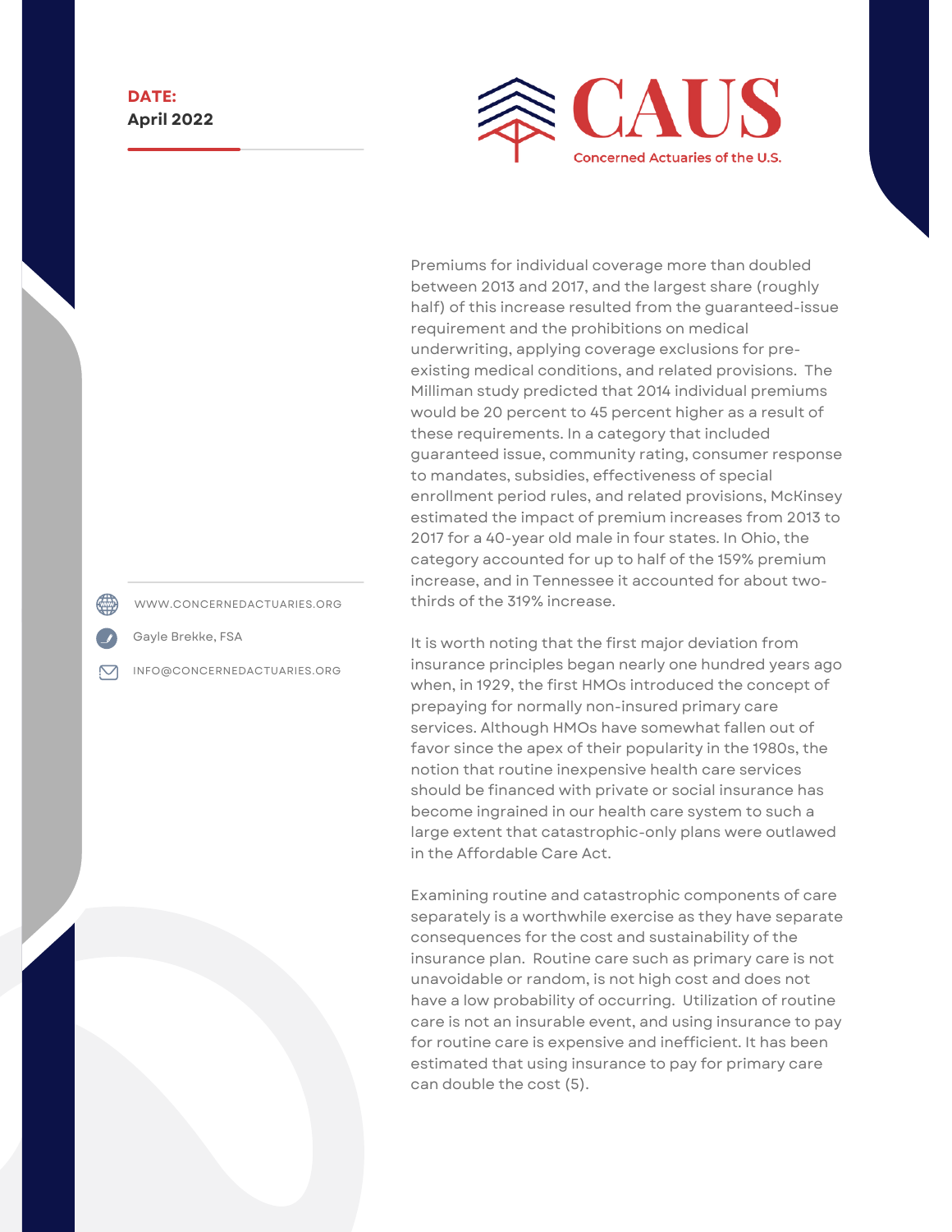Premiums for individual coverage more than doubled between 2013 and 2017, and the largest share (roughly half) of this increase resulted from the guaranteed-issue requirement and the prohibitions on medical underwriting, applying coverage exclusions for pre-existing medical conditions, and related provisions. The Milliman study predicted that 2014 individual premiums would be 20 percent to 45 percent higher as a result of these requirements. In a category that included guaranteed issue, community rating, consumer response to mandates, subsidies, effectiveness of special enrollment period rules, and related provisions, McKinsey estimated the impact of premium increases from 2013 to 2017 for a 40-year old male in four states. In Ohio, the category accounted for up to half of the 159% premium increase, and in Tennessee it accounted for about two-thirds of the 319% increase.

It is worth noting that the first major deviation from insurance principles began nearly one hundred years ago when, in 1929, the first HMOs introduced the concept of prepaying for normally non-insured primary care services. Although HMOs have somewhat fallen out of favor since the apex of their popularity in the 1980s, the notion that routine inexpensive health care services should be financed with private or social insurance has become ingrained in our health care system to such a large extent that catastrophic-only plans were outlawed in the Affordable Care Act.

Examining routine and catastrophic components of care separately is a worthwhile exercise as they have separate consequences for the cost and sustainability of the insurance plan. Routine care such as primary care is not unavoidable or random, is not high cost and does not have a low probability of occurring. Utilization of routine care is not an insurable event, and using insurance to pay for routine care is expensive and inefficient. It has been estimated that using insurance to pay for primary care can double the cost (5).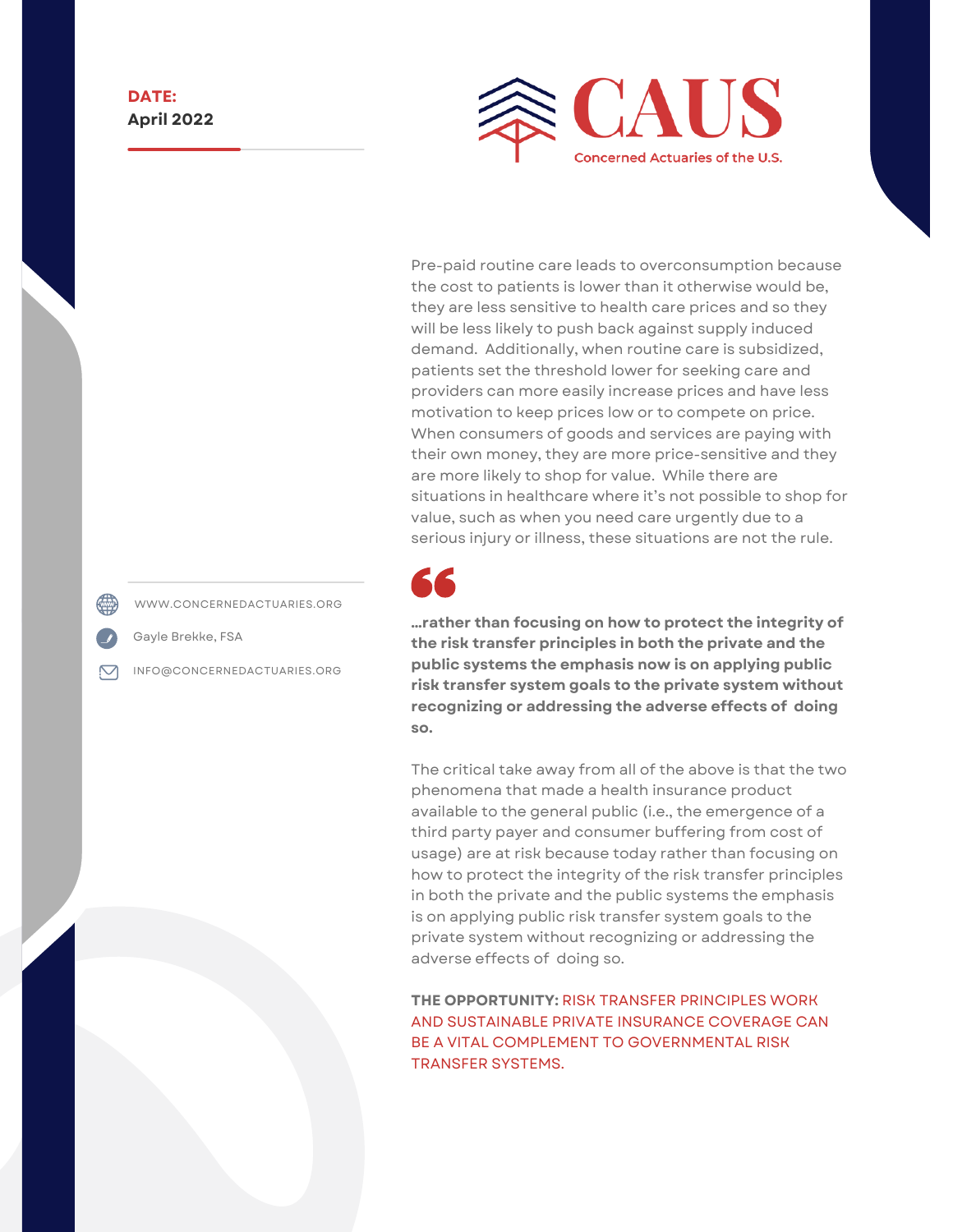**DATE:**
**April 2022**

Pre-paid routine care leads to overconsumption because the cost to patients is lower than it otherwise would be, they are less sensitive to health care prices and so they will be less likely to push back against supply induced demand. Additionally, when routine care is subsidized, patients set the threshold lower for seeking care and providers can more easily increase prices and have less motivation to keep prices low or to compete on price. When consumers of goods and services are paying with their own money, they are more price-sensitive and they are more likely to shop for value. While there are situations in healthcare where it's not possible to shop for value, such as when you need care urgently due to a serious injury or illness, these situations are not the rule.

> **…rather than focusing on how to protect the integrity of the risk transfer principles in both the private and the public systems the emphasis now is on applying public risk transfer system goals to the private system without recognizing or addressing the adverse effects of doing so.**

The critical take away from all of the above is that the two phenomena that made a health insurance product available to the general public (i.e., the emergence of a third party payer and consumer buffering from cost of usage) are at risk because today rather than focusing on how to protect the integrity of the risk transfer principles in both the private and the public systems the emphasis is on applying public risk transfer system goals to the private system without recognizing or addressing the adverse effects of doing so.

**THE OPPORTUNITY:** RISK TRANSFER PRINCIPLES WORK AND SUSTAINABLE PRIVATE INSURANCE COVERAGE CAN BE A VITAL COMPLEMENT TO GOVERNMENTAL RISK TRANSFER SYSTEMS.

WWW.CONCERNEDACTUARIES.ORG

Gayle Brekke, FSA

INFO@CONCERNEDACTUARIES.ORG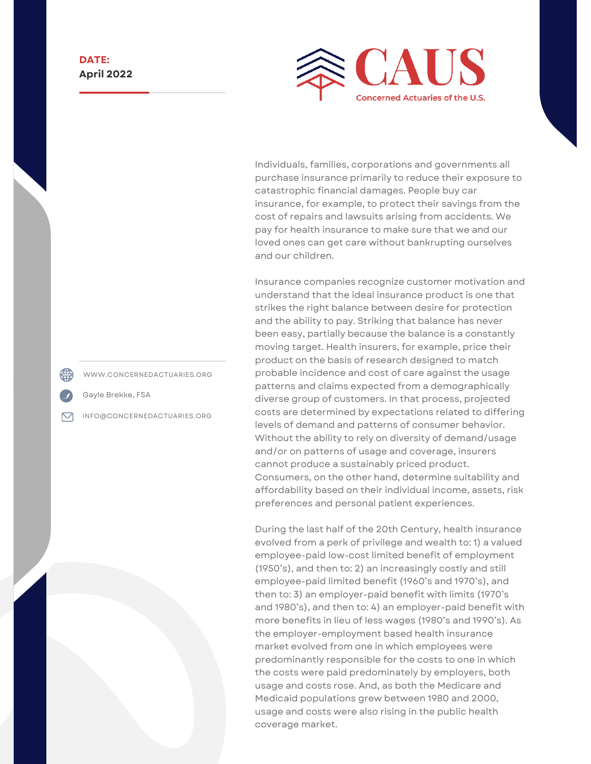**DATE:**
**April 2022**

CAUS
Concerned Actuaries of the U.S.

WWW.CONCERNEDACTUARIES.ORG

Gayle Brekke, FSA

INFO@CONCERNEDACTUARIES.ORG

Individuals, families, corporations and governments all purchase insurance primarily to reduce their exposure to catastrophic financial damages. People buy car insurance, for example, to protect their savings from the cost of repairs and lawsuits arising from accidents. We pay for health insurance to make sure that we and our loved ones can get care without bankrupting ourselves and our children.

Insurance companies recognize customer motivation and understand that the ideal insurance product is one that strikes the right balance between desire for protection and the ability to pay. Striking that balance has never been easy, partially because the balance is a constantly moving target. Health insurers, for example, price their product on the basis of research designed to match probable incidence and cost of care against the usage patterns and claims expected from a demographically diverse group of customers. In that process, projected costs are determined by expectations related to differing levels of demand and patterns of consumer behavior. Without the ability to rely on diversity of demand/usage and/or on patterns of usage and coverage, insurers cannot produce a sustainably priced product. Consumers, on the other hand, determine suitability and affordability based on their individual income, assets, risk preferences and personal patient experiences.

During the last half of the 20th Century, health insurance evolved from a perk of privilege and wealth to: 1) a valued employee-paid low-cost limited benefit of employment (1950's), and then to: 2) an increasingly costly and still employee-paid limited benefit (1960's and 1970's), and then to: 3) an employer-paid benefit with limits (1970's and 1980's), and then to: 4) an employer-paid benefit with more benefits in lieu of less wages (1980's and 1990's). As the employer-employment based health insurance market evolved from one in which employees were predominantly responsible for the costs to one in which the costs were paid predominately by employers, both usage and costs rose. And, as both the Medicare and Medicaid populations grew between 1980 and 2000, usage and costs were also rising in the public health coverage market.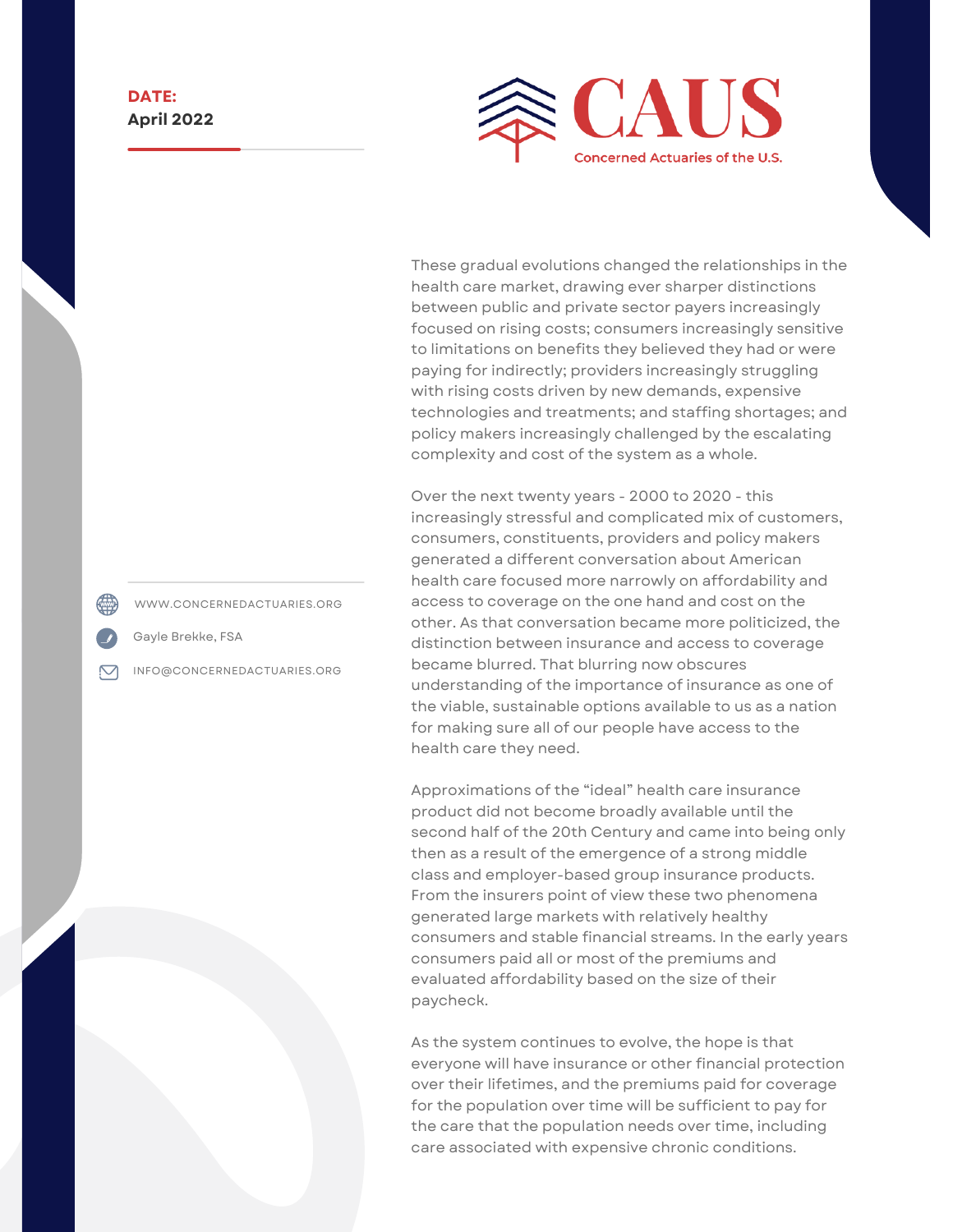These gradual evolutions changed the relationships in the health care market, drawing ever sharper distinctions between public and private sector payers increasingly focused on rising costs; consumers increasingly sensitive to limitations on benefits they believed they had or were paying for indirectly; providers increasingly struggling with rising costs driven by new demands, expensive technologies and treatments; and staffing shortages; and policy makers increasingly challenged by the escalating complexity and cost of the system as a whole.

Over the next twenty years - 2000 to 2020 - this increasingly stressful and complicated mix of customers, consumers, constituents, providers and policy makers generated a different conversation about American health care focused more narrowly on affordability and access to coverage on the one hand and cost on the other. As that conversation became more politicized, the distinction between insurance and access to coverage became blurred. That blurring now obscures understanding of the importance of insurance as one of the viable, sustainable options available to us as a nation for making sure all of our people have access to the health care they need.

Approximations of the "ideal" health care insurance product did not become broadly available until the second half of the 20th Century and came into being only then as a result of the emergence of a strong middle class and employer-based group insurance products. From the insurers point of view these two phenomena generated large markets with relatively healthy consumers and stable financial streams. In the early years consumers paid all or most of the premiums and evaluated affordability based on the size of their paycheck.

As the system continues to evolve, the hope is that everyone will have insurance or other financial protection over their lifetimes, and the premiums paid for coverage for the population over time will be sufficient to pay for the care that the population needs over time, including care associated with expensive chronic conditions.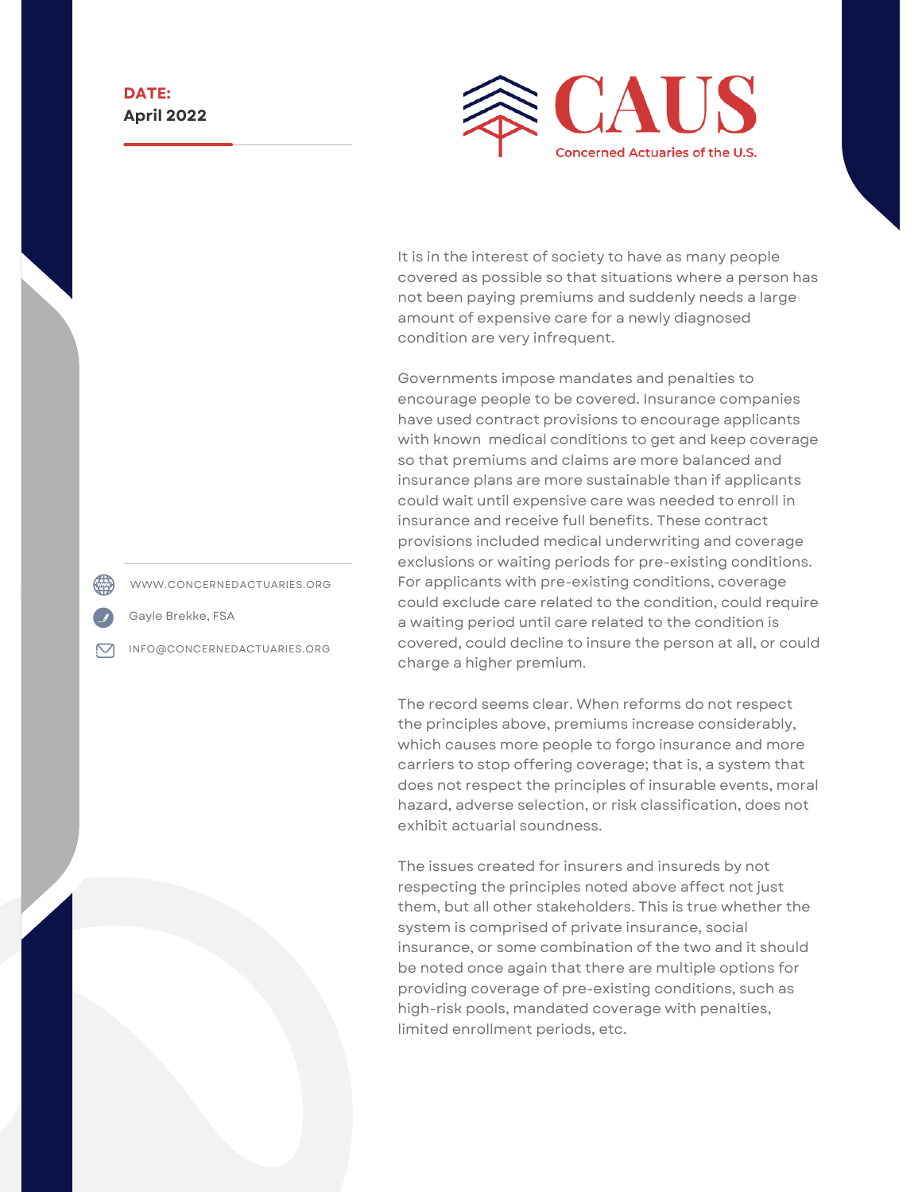**DATE:**
**April 2022**

It is in the interest of society to have as many people covered as possible so that situations where a person has not been paying premiums and suddenly needs a large amount of expensive care for a newly diagnosed condition are very infrequent.

Governments impose mandates and penalties to encourage people to be covered. Insurance companies have used contract provisions to encourage applicants with known medical conditions to get and keep coverage so that premiums and claims are more balanced and insurance plans are more sustainable than if applicants could wait until expensive care was needed to enroll in insurance and receive full benefits. These contract provisions included medical underwriting and coverage exclusions or waiting periods for pre-existing conditions. For applicants with pre-existing conditions, coverage could exclude care related to the condition, could require a waiting period until care related to the condition is covered, could decline to insure the person at all, or could charge a higher premium.

The record seems clear. When reforms do not respect the principles above, premiums increase considerably, which causes more people to forgo insurance and more carriers to stop offering coverage; that is, a system that does not respect the principles of insurable events, moral hazard, adverse selection, or risk classification, does not exhibit actuarial soundness.

The issues created for insurers and insureds by not respecting the principles noted above affect not just them, but all other stakeholders. This is true whether the system is comprised of private insurance, social insurance, or some combination of the two and it should be noted once again that there are multiple options for providing coverage of pre-existing conditions, such as high-risk pools, mandated coverage with penalties, limited enrollment periods, etc.

WWW.CONCERNEDACTUARIES.ORG

Gayle Brekke, FSA

INFO@CONCERNEDACTUARIES.ORG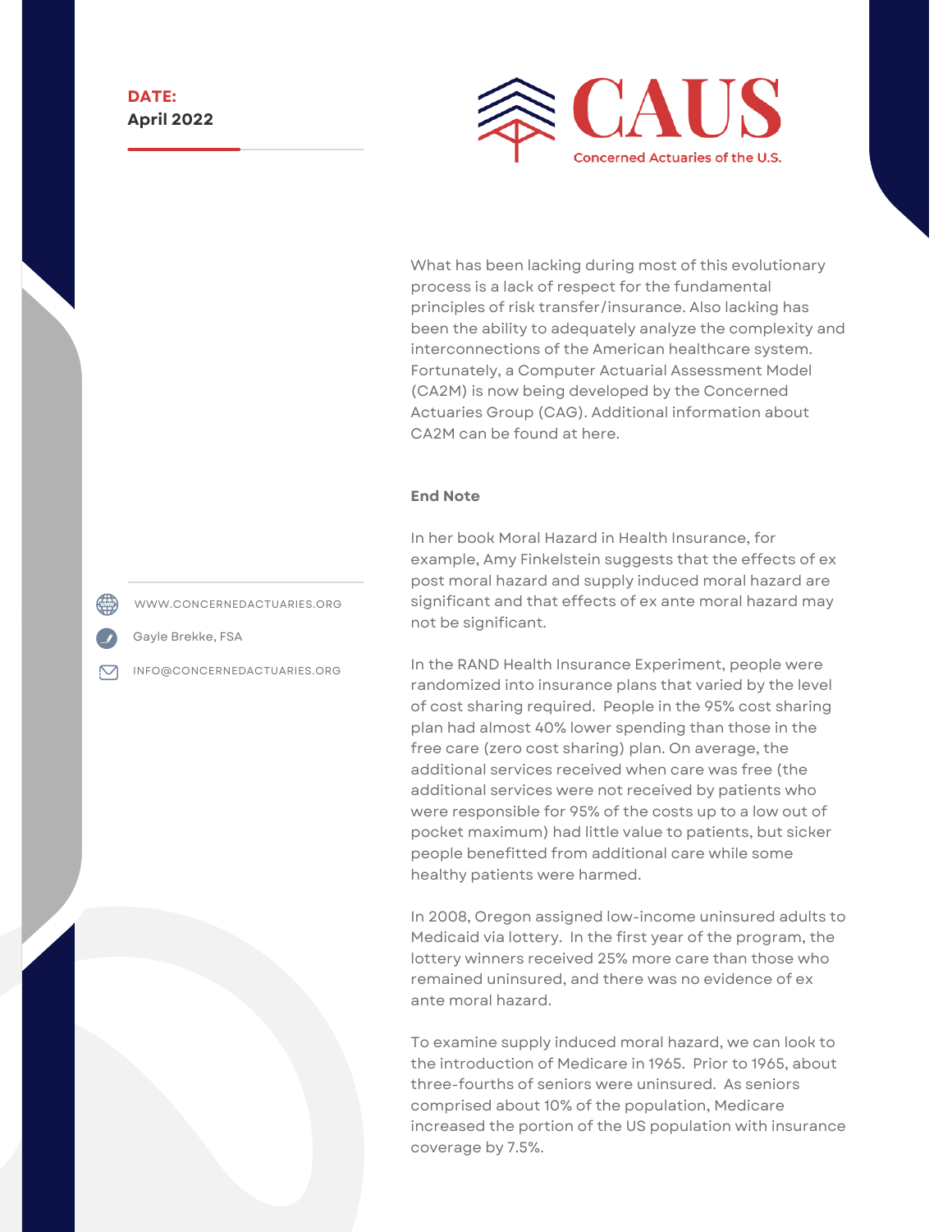What has been lacking during most of this evolutionary process is a lack of respect for the fundamental principles of risk transfer/insurance. Also lacking has been the ability to adequately analyze the complexity and interconnections of the American healthcare system. Fortunately, a Computer Actuarial Assessment Model (CA2M) is now being developed by the Concerned Actuaries Group (CAG). Additional information about CA2M can be found at here.

**End Note**

In her book Moral Hazard in Health Insurance, for example, Amy Finkelstein suggests that the effects of ex post moral hazard and supply induced moral hazard are significant and that effects of ex ante moral hazard may not be significant.

In the RAND Health Insurance Experiment, people were randomized into insurance plans that varied by the level of cost sharing required. People in the 95% cost sharing plan had almost 40% lower spending than those in the free care (zero cost sharing) plan. On average, the additional services received when care was free (the additional services were not received by patients who were responsible for 95% of the costs up to a low out of pocket maximum) had little value to patients, but sicker people benefitted from additional care while some healthy patients were harmed.

In 2008, Oregon assigned low-income uninsured adults to Medicaid via lottery. In the first year of the program, the lottery winners received 25% more care than those who remained uninsured, and there was no evidence of ex ante moral hazard.

To examine supply induced moral hazard, we can look to the introduction of Medicare in 1965. Prior to 1965, about three-fourths of seniors were uninsured. As seniors comprised about 10% of the population, Medicare increased the portion of the US population with insurance coverage by 7.5%.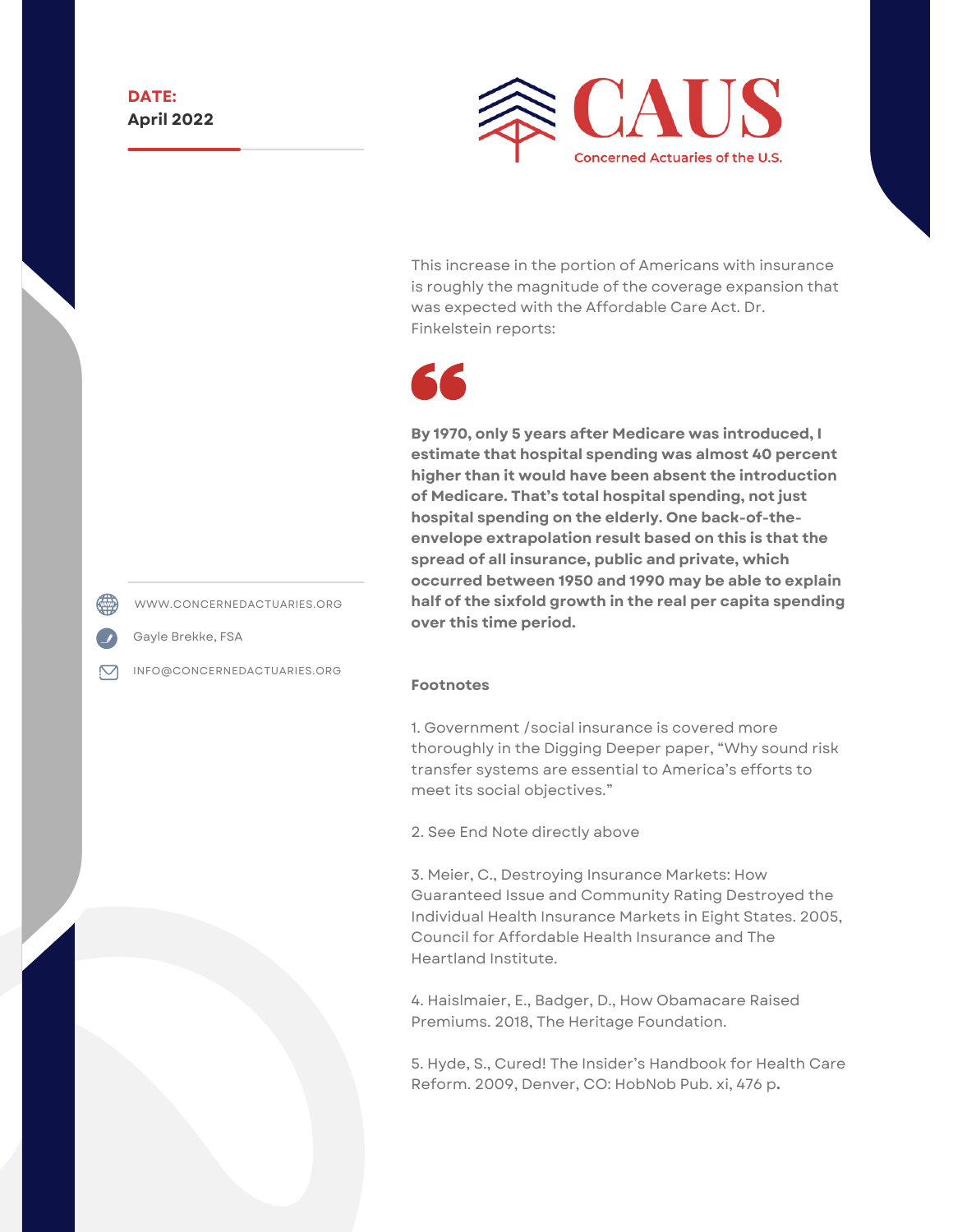This increase in the portion of Americans with insurance is roughly the magnitude of the coverage expansion that was expected with the Affordable Care Act. Dr. Finkelstein reports:

> **By 1970, only 5 years after Medicare was introduced, I estimate that hospital spending was almost 40 percent higher than it would have been absent the introduction of Medicare. That's total hospital spending, not just hospital spending on the elderly. One back-of-the-envelope extrapolation result based on this is that the spread of all insurance, public and private, which occurred between 1950 and 1990 may be able to explain half of the sixfold growth in the real per capita spending over this time period.**

**Footnotes**

1. Government /social insurance is covered more thoroughly in the Digging Deeper paper, "Why sound risk transfer systems are essential to America's efforts to meet its social objectives."

2. See End Note directly above

3. Meier, C., Destroying Insurance Markets: How Guaranteed Issue and Community Rating Destroyed the Individual Health Insurance Markets in Eight States. 2005, Council for Affordable Health Insurance and The Heartland Institute.

4. Haislmaier, E., Badger, D., How Obamacare Raised Premiums. 2018, The Heritage Foundation.

5. Hyde, S., Cured! The Insider's Handbook for Health Care Reform. 2009, Denver, CO: HobNob Pub. xi, 476 p.